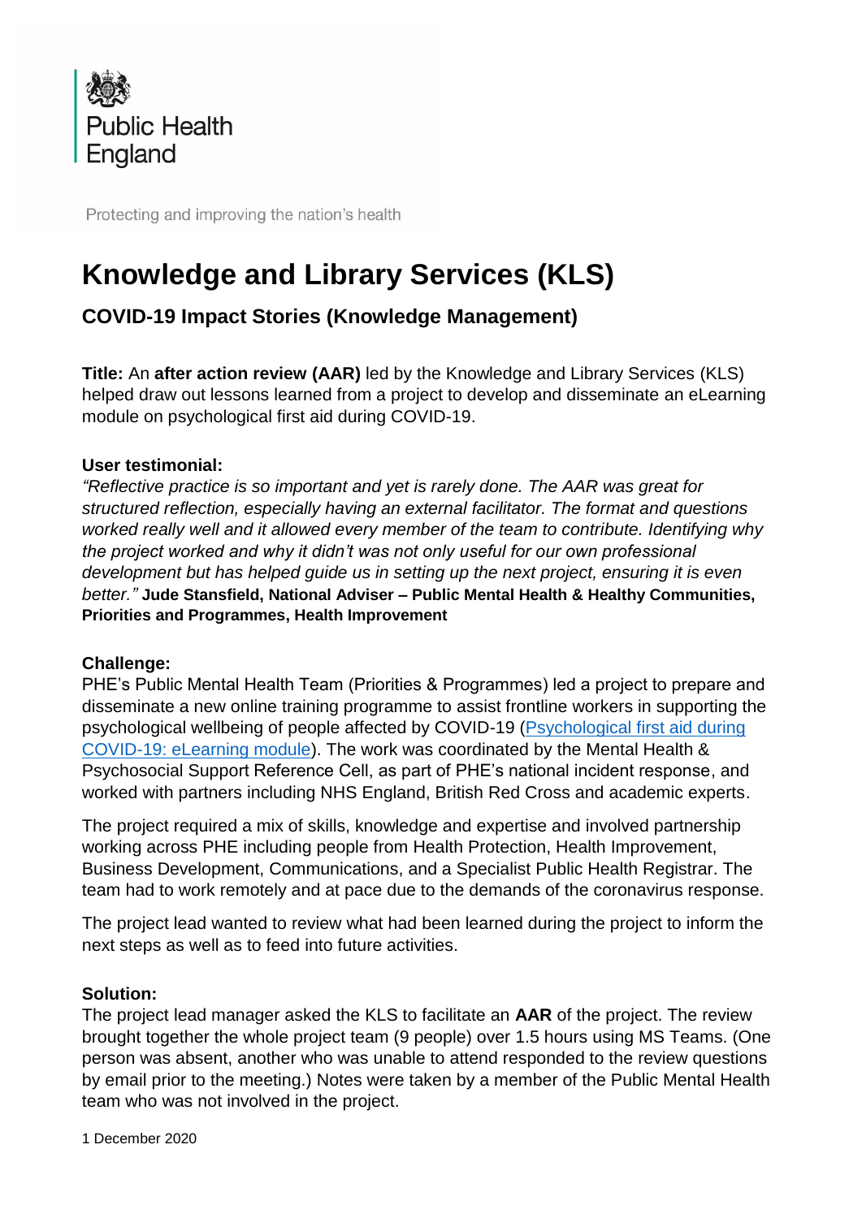Public Health England

Protecting and improving the nation's health

# Knowledge and Library Services (KLS)

## COVID-19 Impact Stories (Knowledge Management)

**Title:** An **after action review (AAR)** led by the Knowledge and Library Services (KLS) helped draw out lessons learned from a project to develop and disseminate an eLearning module on psychological first aid during COVID-19.

**User testimonial:**

*"Reflective practice is so important and yet is rarely done. The AAR was great for structured reflection, especially having an external facilitator. The format and questions worked really well and it allowed every member of the team to contribute. Identifying why the project worked and why it didn't was not only useful for our own professional development but has helped guide us in setting up the next project, ensuring it is even better."* **Jude Stansfield, National Adviser – Public Mental Health & Healthy Communities, Priorities and Programmes, Health Improvement**

**Challenge:**

PHE's Public Mental Health Team (Priorities & Programmes) led a project to prepare and disseminate a new online training programme to assist frontline workers in supporting the psychological wellbeing of people affected by COVID-19 ([Psychological first aid during COVID-19: eLearning module](Psychological first aid during COVID-19: eLearning module)). The work was coordinated by the Mental Health & Psychosocial Support Reference Cell, as part of PHE's national incident response, and worked with partners including NHS England, British Red Cross and academic experts.

The project required a mix of skills, knowledge and expertise and involved partnership working across PHE including people from Health Protection, Health Improvement, Business Development, Communications, and a Specialist Public Health Registrar. The team had to work remotely and at pace due to the demands of the coronavirus response.

The project lead wanted to review what had been learned during the project to inform the next steps as well as to feed into future activities.

**Solution:**

The project lead manager asked the KLS to facilitate an **AAR** of the project. The review brought together the whole project team (9 people) over 1.5 hours using MS Teams. (One person was absent, another who was unable to attend responded to the review questions by email prior to the meeting.) Notes were taken by a member of the Public Mental Health team who was not involved in the project.

1 December 2020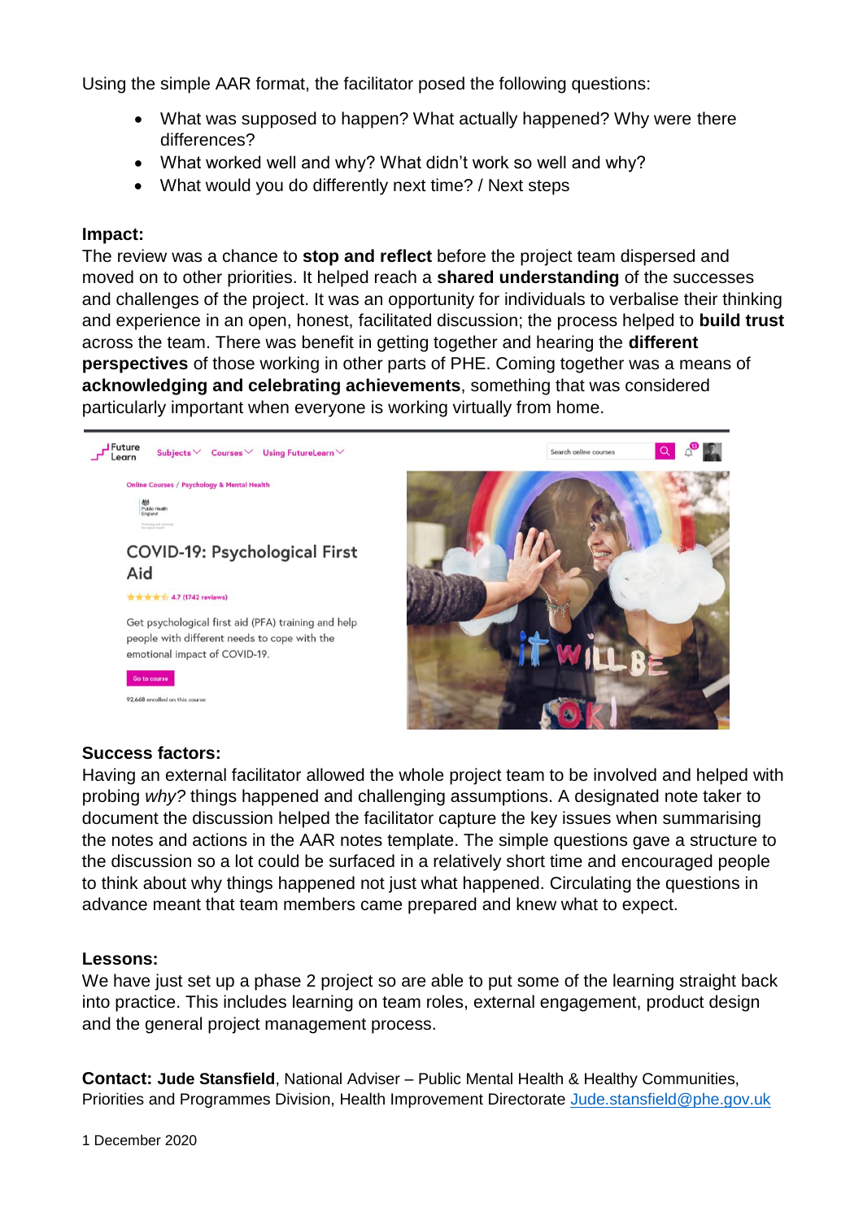Using the simple AAR format, the facilitator posed the following questions:

- What was supposed to happen? What actually happened? Why were there differences?
- What worked well and why? What didn't work so well and why?
- What would you do differently next time? / Next steps

**Impact:**

The review was a chance to **stop and reflect** before the project team dispersed and moved on to other priorities. It helped reach a **shared understanding** of the successes and challenges of the project. It was an opportunity for individuals to verbalise their thinking and experience in an open, honest, facilitated discussion; the process helped to **build trust** across the team. There was benefit in getting together and hearing the **different perspectives** of those working in other parts of PHE. Coming together was a means of **acknowledging and celebrating achievements**, something that was considered particularly important when everyone is working virtually from home.

**Success factors:**

Having an external facilitator allowed the whole project team to be involved and helped with probing *why?* things happened and challenging assumptions. A designated note taker to document the discussion helped the facilitator capture the key issues when summarising the notes and actions in the AAR notes template. The simple questions gave a structure to the discussion so a lot could be surfaced in a relatively short time and encouraged people to think about why things happened not just what happened. Circulating the questions in advance meant that team members came prepared and knew what to expect.

**Lessons:**

We have just set up a phase 2 project so are able to put some of the learning straight back into practice. This includes learning on team roles, external engagement, product design and the general project management process.

**Contact: Jude Stansfield**, National Adviser – Public Mental Health & Healthy Communities, Priorities and Programmes Division, Health Improvement Directorate Jude.stansfield@phe.gov.uk

1 December 2020